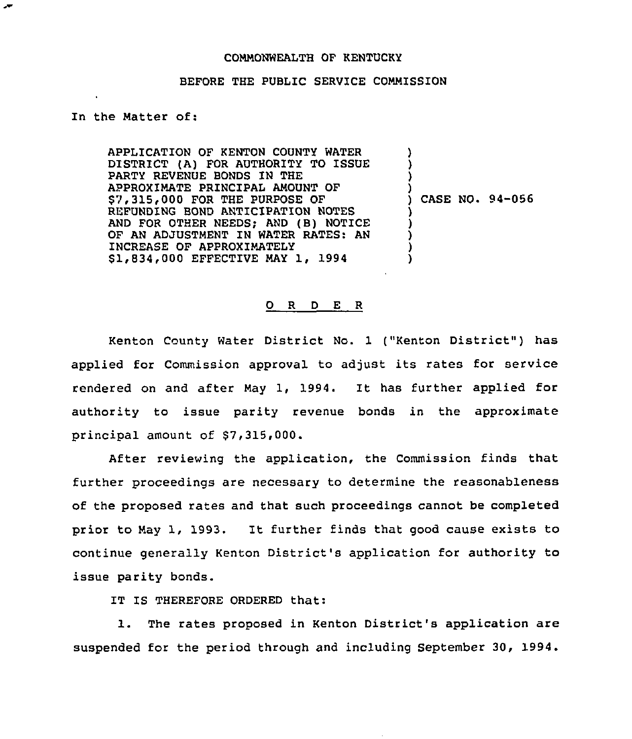COMMONWEALTH OF KENTUCKY

BEFORE THE PUBLIC SERVICE COMMISSION

In the Matter of:

| | | |
|---|---|---|
| APPLICATION OF KENTON COUNTY WATER DISTRICT (A) FOR AUTHORITY TO ISSUE PARTY REVENUE BONDS IN THE APPROXIMATE PRINCIPAL AMOUNT OF $7,315,000 FOR THE PURPOSE OF REFUNDING BOND ANTICIPATION NOTES AND FOR OTHER NEEDS; AND (B) NOTICE OF AN ADJUSTMENT IN WATER RATES: AN INCREASE OF APPROXIMATELY $1,834,000 EFFECTIVE MAY 1, 1994 | ) | CASE NO. 94-056 |

O R D E R

Kenton County Water District No. 1 ("Kenton District") has applied for Commission approval to adjust its rates for service rendered on and after May 1, 1994. It has further applied for authority to issue parity revenue bonds in the approximate principal amount of $7,315,000.

After reviewing the application, the Commission finds that further proceedings are necessary to determine the reasonableness of the proposed rates and that such proceedings cannot be completed prior to May 1, 1993. It further finds that good cause exists to continue generally Kenton District's application for authority to issue parity bonds.

IT IS THEREFORE ORDERED that:

1. The rates proposed in Kenton District's application are suspended for the period through and including September 30, 1994.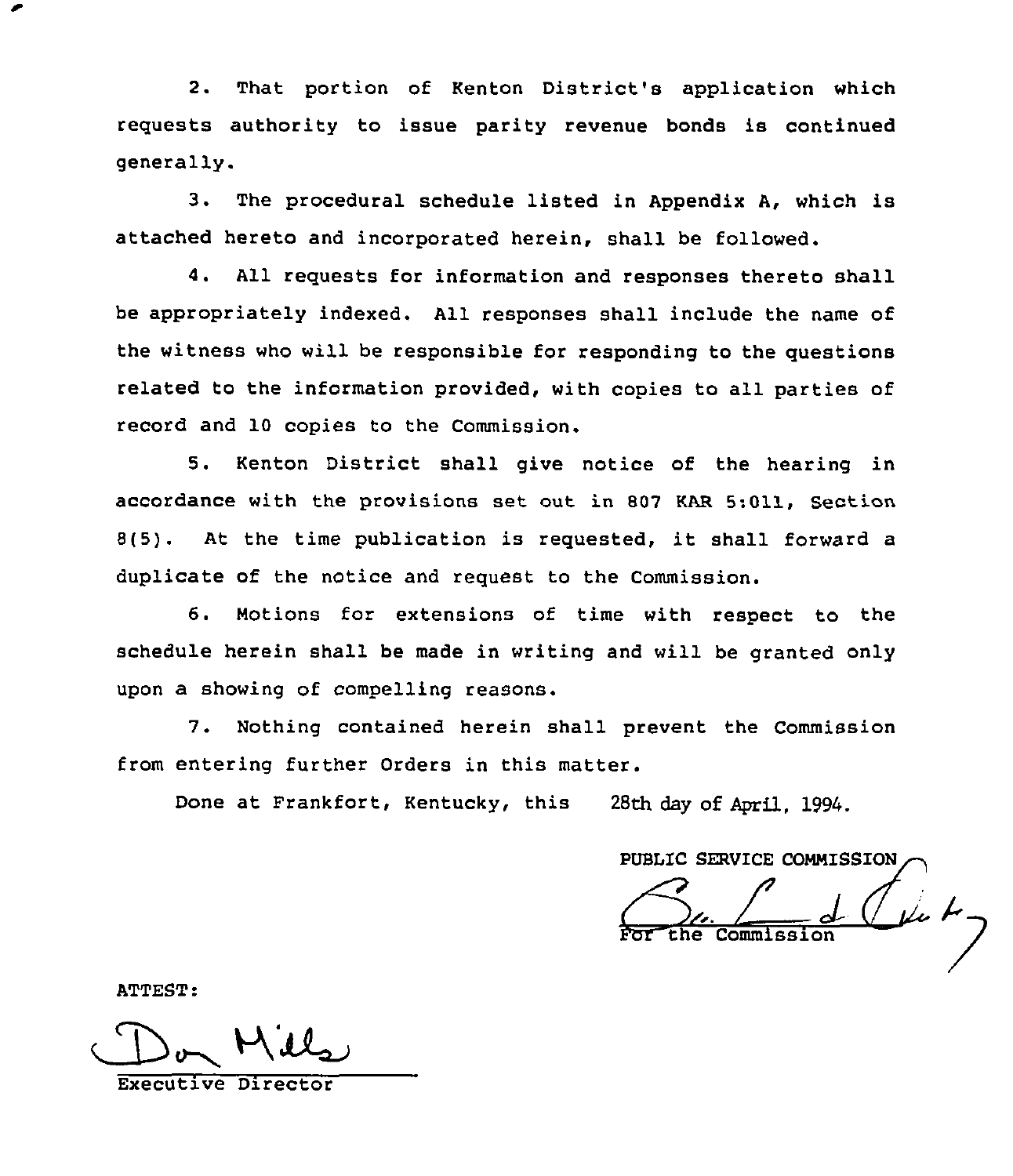2. That portion of Kenton District's application which requests authority to issue parity revenue bonds is continued generally.

3. The procedural schedule listed in Appendix A, which is attached hereto and incorporated herein, shall be followed.

4. All requests for information and responses thereto shall be appropriately indexed. All responses shall include the name of the witness who will be responsible for responding to the questions related to the information provided, with copies to all parties of record and 10 copies to the Commission.

5. Kenton District shall give notice of the hearing in accordance with the provisions set out in 807 KAR 5:011, Section 8(5). At the time publication is requested, it shall forward a duplicate of the notice and request to the Commission.

6. Motions for extensions of time with respect to the schedule herein shall be made in writing and will be granted only upon a showing of compelling reasons.

7. Nothing contained herein shall prevent the Commission from entering further Orders in this matter.

Done at Frankfort, Kentucky, this 28th day of April, 1994.

PUBLIC SERVICE COMMISSION

For the Commission

ATTEST:

Executive Director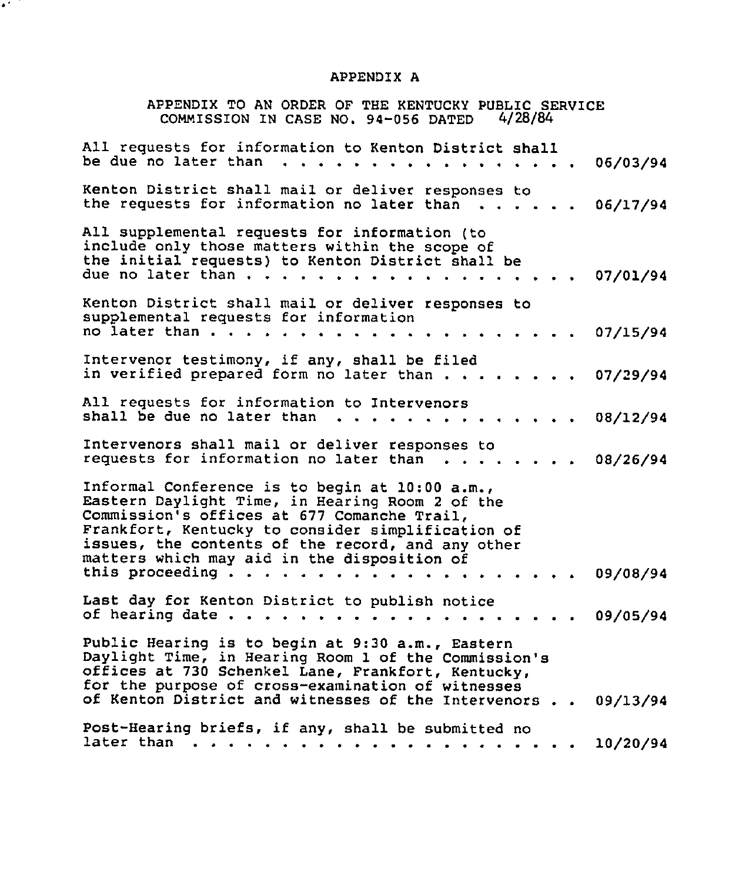APPENDIX A

APPENDIX TO AN ORDER OF THE KENTUCKY PUBLIC SERVICE COMMISSION IN CASE NO. 94-056 DATED 4/28/84

| | |
|---|---|
| All requests for information to Kenton District shall be due no later than . . . . . . . . . . . . . . . . . | 06/03/94 |
| Kenton District shall mail or deliver responses to the requests for information no later than . . . . . . | 06/17/94 |
| All supplemental requests for information (to include only those matters within the scope of the initial requests) to Kenton District shall be due no later than . . . . . . . . . . . . . . . . . . . . | 07/01/94 |
| Kenton District shall mail or deliver responses to supplemental requests for information no later than . . . . . . . . . . . . . . . . . . . . . | 07/15/94 |
| Intervenor testimony, if any, shall be filed in verified prepared form no later than . . . . . . . . | 07/29/94 |
| All requests for information to Intervenors shall be due no later than . . . . . . . . . . . . . . | 08/12/94 |
| Intervenors shall mail or deliver responses to requests for information no later than . . . . . . . . | 08/26/94 |
| Informal Conference is to begin at 10:00 a.m., Eastern Daylight Time, in Hearing Room 2 of the Commission's offices at 677 Comanche Trail, Frankfort, Kentucky to consider simplification of issues, the contents of the record, and any other matters which may aid in the disposition of this proceeding . . . . . . . . . . . . . . . . . . . . | 09/08/94 |
| Last day for Kenton District to publish notice of hearing date . . . . . . . . . . . . . . . . . . . . | 09/05/94 |
| Public Hearing is to begin at 9:30 a.m., Eastern Daylight Time, in Hearing Room 1 of the Commission's offices at 730 Schenkel Lane, Frankfort, Kentucky, for the purpose of cross-examination of witnesses of Kenton District and witnesses of the Intervenors . . | 09/13/94 |
| Post-Hearing briefs, if any, shall be submitted no later than . . . . . . . . . . . . . . . . . . . . . . | 10/20/94 |